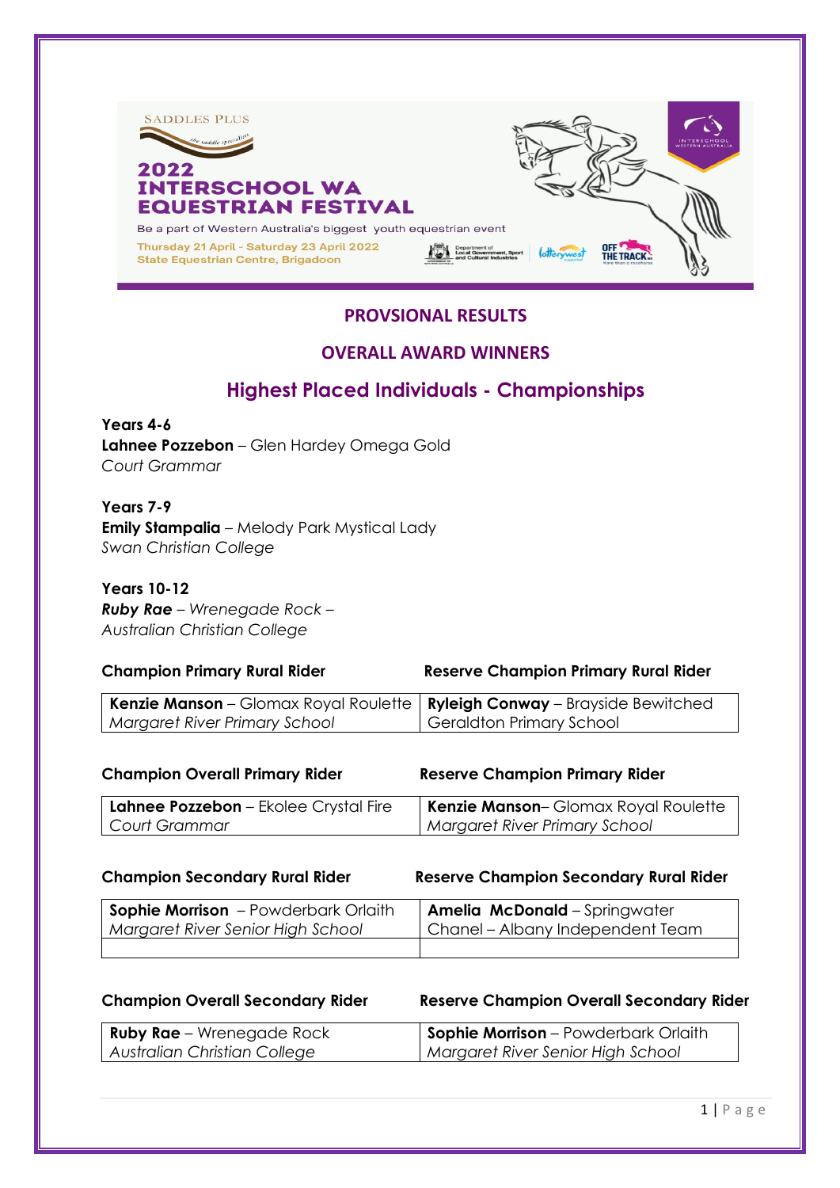SADDLES PLUS

the saddle specialists

# 2022 INTERSCHOOL WA EQUESTRIAN FESTIVAL

Be a part of Western Australia's biggest youth equestrian event

Thursday 21 April - Saturday 23 April 2022
State Equestrian Centre, Brigadoon

## PROVSIONAL RESULTS

## OVERALL AWARD WINNERS

## Highest Placed Individuals - Championships

**Years 4-6**
**Lahnee Pozzebon** – Glen Hardey Omega Gold
*Court Grammar*

**Years 7-9**
**Emily Stampalia** – Melody Park Mystical Lady
*Swan Christian College*

**Years 10-12**
***Ruby Rae*** *– Wrenegade Rock –*
*Australian Christian College*

| Champion Primary Rural Rider | Reserve Champion Primary Rural Rider |
|---|---|
| **Kenzie Manson** – Glomax Royal Roulette *Margaret River Primary School* | **Ryleigh Conway** – Brayside Bewitched Geraldton Primary School |

| Champion Overall Primary Rider | Reserve Champion Primary Rider |
|---|---|
| **Lahnee Pozzebon** – Ekolee Crystal Fire *Court Grammar* | **Kenzie Manson**– Glomax Royal Roulette *Margaret River Primary School* |

| Champion Secondary Rural Rider | Reserve Champion Secondary Rural Rider |
|---|---|
| **Sophie Morrison** – Powderbark Orlaith *Margaret River Senior High School* | **Amelia McDonald** – Springwater Chanel – Albany Independent Team |
| | |

| Champion Overall Secondary Rider | Reserve Champion Overall Secondary Rider |
|---|---|
| **Ruby Rae** – Wrenegade Rock *Australian Christian College* | **Sophie Morrison** – Powderbark Orlaith *Margaret River Senior High School* |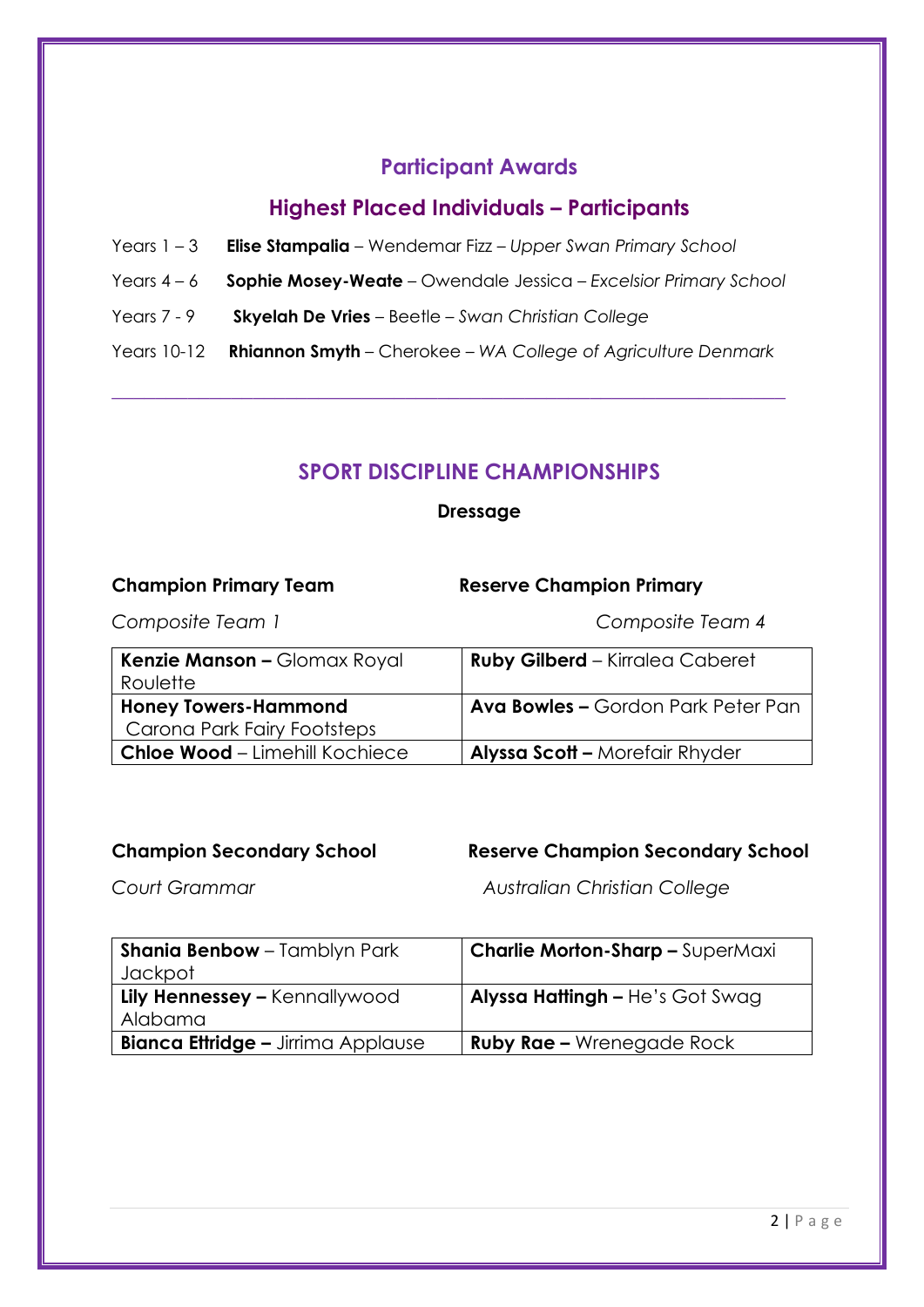## Participant Awards

## Highest Placed Individuals – Participants

Years 1 – 3 **Elise Stampalia** – Wendemar Fizz – *Upper Swan Primary School*

Years 4 – 6 **Sophie Mosey-Weate** – Owendale Jessica – *Excelsior Primary School*

Years 7 - 9 **Skyelah De Vries** – Beetle – *Swan Christian College*

Years 10-12 **Rhiannon Smyth** – Cherokee – *WA College of Agriculture Denmark*

---

## SPORT DISCIPLINE CHAMPIONSHIPS

### Dressage

| **Champion Primary Team** | **Reserve Champion Primary** |
|---|---|
| *Composite Team 1* | *Composite Team 4* |
| **Kenzie Manson –** Glomax Royal Roulette | **Ruby Gilberd** – Kirralea Caberet |
| **Honey Towers-Hammond** Carona Park Fairy Footsteps | **Ava Bowles –** Gordon Park Peter Pan |
| **Chloe Wood** – Limehill Kochiece | **Alyssa Scott –** Morefair Rhyder |

| **Champion Secondary School** | **Reserve Champion Secondary School** |
|---|---|
| *Court Grammar* | *Australian Christian College* |
| **Shania Benbow** – Tamblyn Park Jackpot | **Charlie Morton-Sharp –** SuperMaxi |
| **Lily Hennessey –** Kennallywood Alabama | **Alyssa Hattingh –** He's Got Swag |
| **Bianca Ettridge –** Jirrima Applause | **Ruby Rae –** Wrenegade Rock |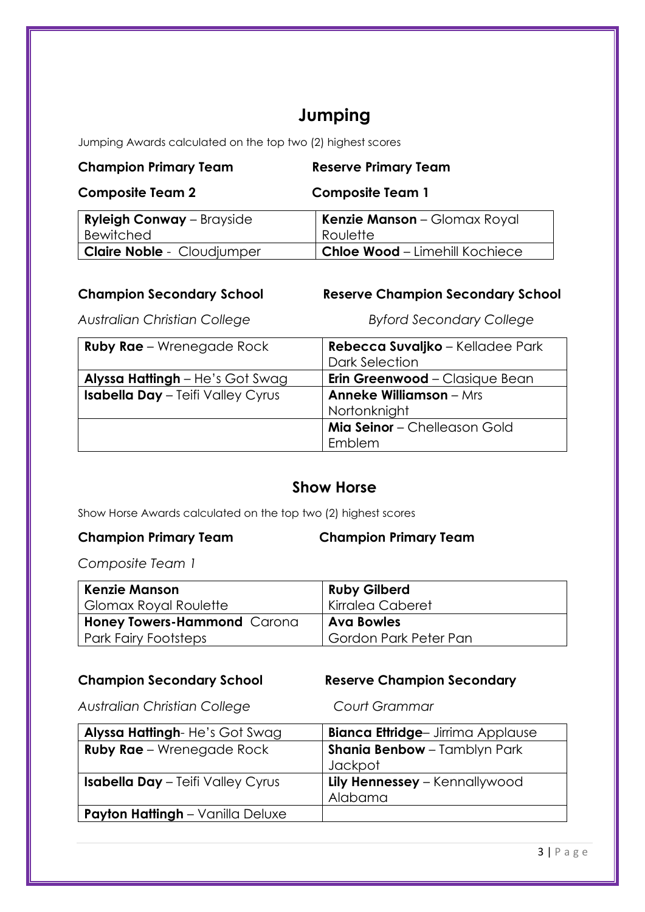# Jumping

Jumping Awards calculated on the top two (2) highest scores

| **Champion Primary Team** | **Reserve Primary Team** |
|---|---|
| **Composite Team 2** | **Composite Team 1** |
| **Ryleigh Conway** – Brayside Bewitched | **Kenzie Manson** – Glomax Royal Roulette |
| **Claire Noble** - Cloudjumper | **Chloe Wood** – Limehill Kochiece |

| **Champion Secondary School** | **Reserve Champion Secondary School** |
|---|---|
| *Australian Christian College* | *Byford Secondary College* |
| **Ruby Rae** – Wrenegade Rock | **Rebecca Suvaljko** – Kelladee Park Dark Selection |
| **Alyssa Hattingh** – He's Got Swag | **Erin Greenwood** – Clasique Bean |
| **Isabella Day** – Teifi Valley Cyrus | **Anneke Williamson** – Mrs Nortonknight |
| | **Mia Seinor** – Chelleason Gold Emblem |

# Show Horse

Show Horse Awards calculated on the top two (2) highest scores

| **Champion Primary Team** | **Champion Primary Team** |
|---|---|
| *Composite Team 1* | |
| **Kenzie Manson** Glomax Royal Roulette | **Ruby Gilberd** Kirralea Caberet |
| **Honey Towers-Hammond** Carona Park Fairy Footsteps | **Ava Bowles** Gordon Park Peter Pan |

| **Champion Secondary School** | **Reserve Champion Secondary** |
|---|---|
| *Australian Christian College* | *Court Grammar* |
| **Alyssa Hattingh**- He's Got Swag | **Bianca Ettridge**– Jirrima Applause |
| **Ruby Rae** – Wrenegade Rock | **Shania Benbow** – Tamblyn Park Jackpot |
| **Isabella Day** – Teifi Valley Cyrus | **Lily Hennessey** – Kennallywood Alabama |
| **Payton Hattingh** – Vanilla Deluxe | |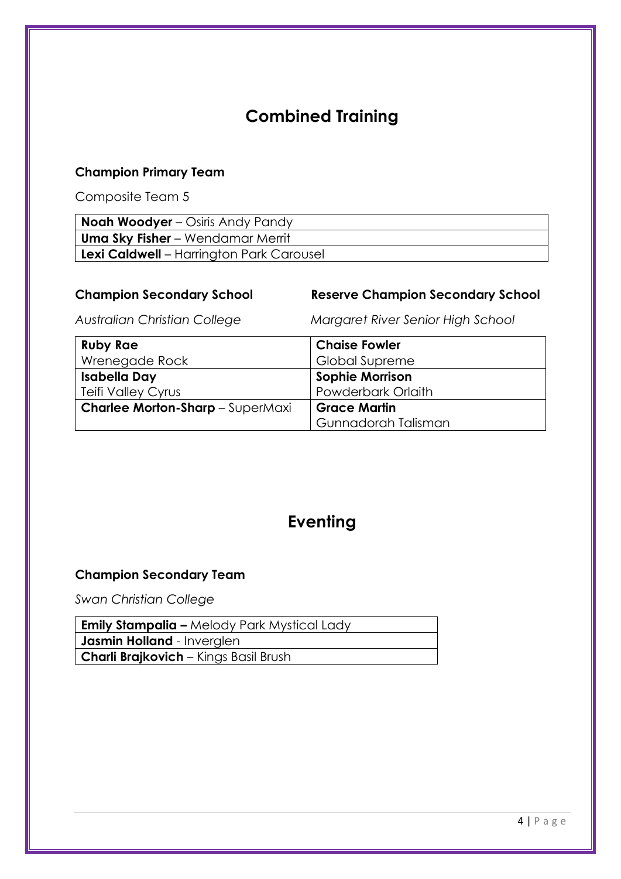# Combined Training

### Champion Primary Team

Composite Team 5

| |
|---|
| **Noah Woodyer** – Osiris Andy Pandy |
| **Uma Sky Fisher** – Wendamar Merrit |
| **Lexi Caldwell** – Harrington Park Carousel |

| **Champion Secondary School** | **Reserve Champion Secondary School** |
|---|---|
| *Australian Christian College* | *Margaret River Senior High School* |
| **Ruby Rae** Wrenegade Rock | **Chaise Fowler** Global Supreme |
| **Isabella Day** Teifi Valley Cyrus | **Sophie Morrison** Powderbark Orlaith |
| **Charlee Morton-Sharp** – SuperMaxi | **Grace Martin** Gunnadorah Talisman |

# Eventing

### Champion Secondary Team

*Swan Christian College*

| |
|---|
| **Emily Stampalia –** Melody Park Mystical Lady |
| **Jasmin Holland** - Inverglen |
| **Charli Brajkovich** – Kings Basil Brush |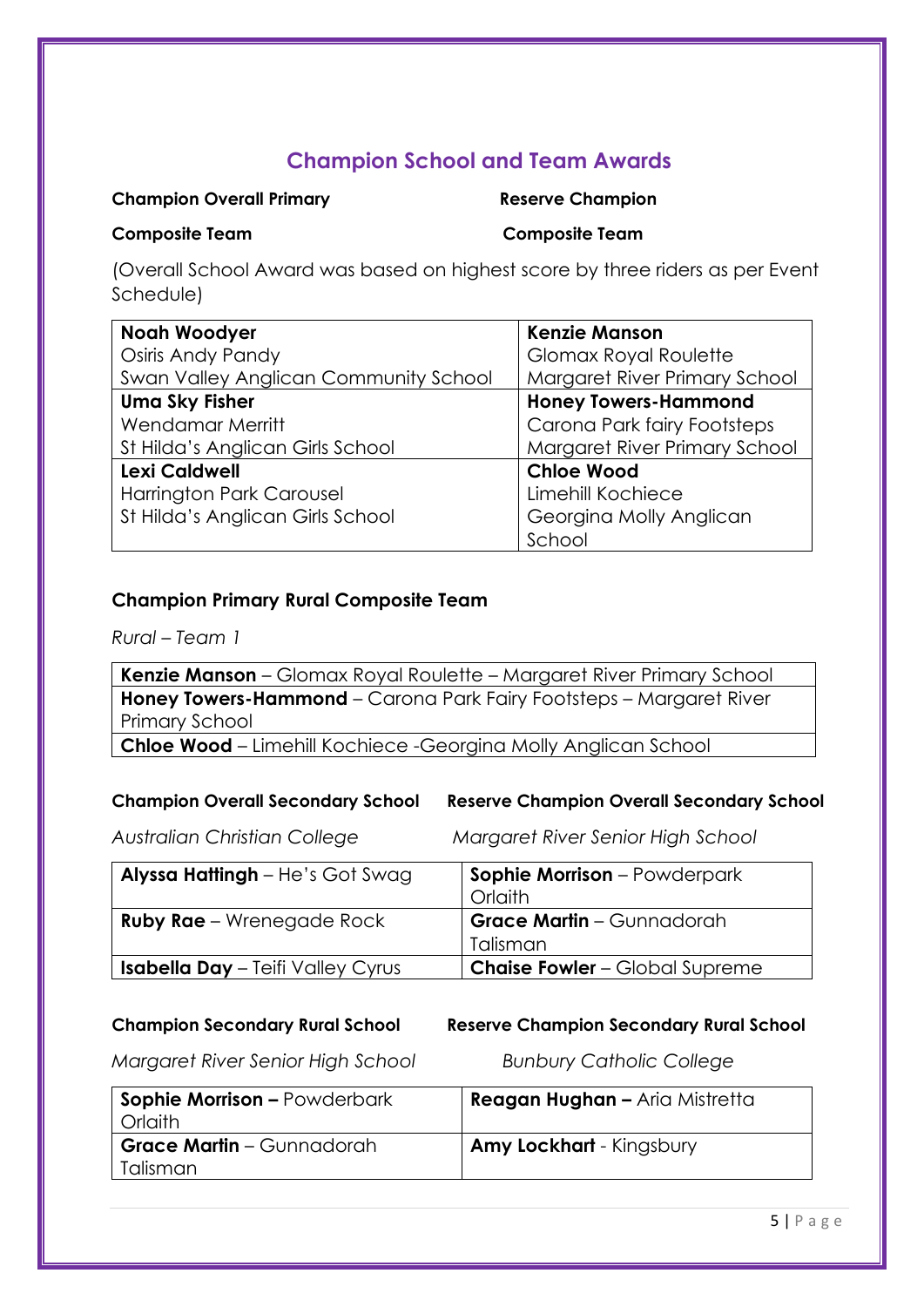## Champion School and Team Awards

**Champion Overall Primary Composite Team**

**Reserve Champion Composite Team**

(Overall School Award was based on highest score by three riders as per Event Schedule)

| Champion Overall Primary Composite Team | Reserve Champion Composite Team |
|---|---|
| **Noah Woodyer**<br>Osiris Andy Pandy<br>Swan Valley Anglican Community School | **Kenzie Manson**<br>Glomax Royal Roulette<br>Margaret River Primary School |
| **Uma Sky Fisher**<br>Wendamar Merritt<br>St Hilda's Anglican Girls School | **Honey Towers-Hammond**<br>Carona Park fairy Footsteps<br>Margaret River Primary School |
| **Lexi Caldwell**<br>Harrington Park Carousel<br>St Hilda's Anglican Girls School | **Chloe Wood**<br>Limehill Kochiece<br>Georgina Molly Anglican School |

**Champion Primary Rural Composite Team**

*Rural – Team 1*

| Rural – Team 1 |
|---|
| **Kenzie Manson** – Glomax Royal Roulette – Margaret River Primary School |
| **Honey Towers-Hammond** – Carona Park Fairy Footsteps – Margaret River Primary School |
| **Chloe Wood** – Limehill Kochiece -Georgina Molly Anglican School |

| Champion Overall Secondary School<br>*Australian Christian College* | Reserve Champion Overall Secondary School<br>*Margaret River Senior High School* |
|---|---|
| **Alyssa Hattingh** – He's Got Swag | **Sophie Morrison** – Powderpark Orlaith |
| **Ruby Rae** – Wrenegade Rock | **Grace Martin** – Gunnadorah Talisman |
| **Isabella Day** – Teifi Valley Cyrus | **Chaise Fowler** – Global Supreme |

| Champion Secondary Rural School<br>*Margaret River Senior High School* | Reserve Champion Secondary Rural School<br>*Bunbury Catholic College* |
|---|---|
| **Sophie Morrison –** Powderbark Orlaith | **Reagan Hughan –** Aria Mistretta |
| **Grace Martin** – Gunnadorah Talisman | **Amy Lockhart** - Kingsbury |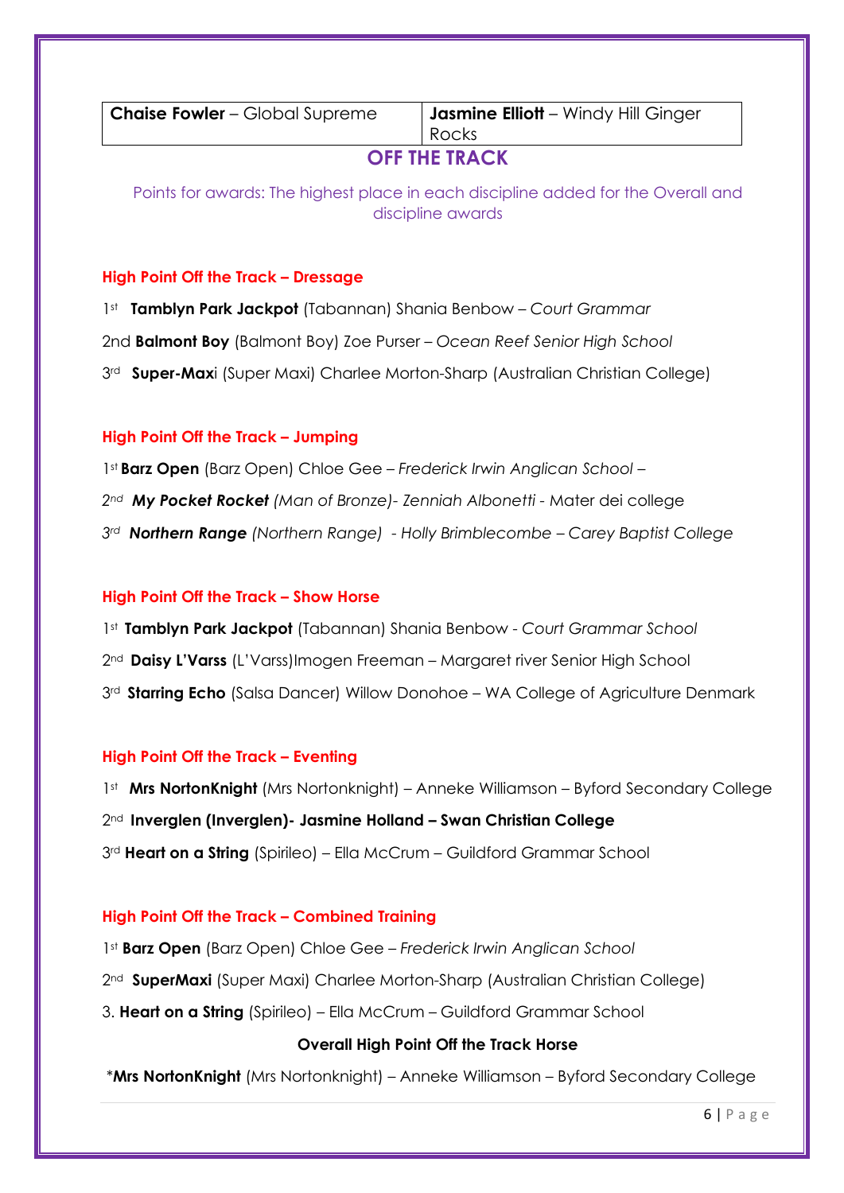| **Chaise Fowler** – Global Supreme | **Jasmine Elliott** – Windy Hill Ginger Rocks |
|---|---|

## OFF THE TRACK

Points for awards: The highest place in each discipline added for the Overall and discipline awards

### High Point Off the Track – Dressage

1st **Tamblyn Park Jackpot** (Tabannan) Shania Benbow – *Court Grammar*

2nd **Balmont Boy** (Balmont Boy) Zoe Purser – *Ocean Reef Senior High School*

3rd **Super-Max**i (Super Maxi) Charlee Morton-Sharp (Australian Christian College)

### High Point Off the Track – Jumping

1st **Barz Open** (Barz Open) Chloe Gee – *Frederick Irwin Anglican School* –

*2nd* ***My Pocket Rocket*** *(Man of Bronze)- Zenniah Albonetti* - Mater dei college

*3rd* ***Northern Range*** *(Northern Range) - Holly Brimblecombe – Carey Baptist College*

### High Point Off the Track – Show Horse

1st **Tamblyn Park Jackpot** (Tabannan) Shania Benbow - *Court Grammar School*

2nd **Daisy L'Varss** (L'Varss)Imogen Freeman – Margaret river Senior High School

3rd **Starring Echo** (Salsa Dancer) Willow Donohoe – WA College of Agriculture Denmark

### High Point Off the Track – Eventing

1st **Mrs NortonKnight** (Mrs Nortonknight) – Anneke Williamson – Byford Secondary College

2nd **Inverglen (Inverglen)- Jasmine Holland – Swan Christian College**

3rd **Heart on a String** (Spirileo) – Ella McCrum – Guildford Grammar School

### High Point Off the Track – Combined Training

1st **Barz Open** (Barz Open) Chloe Gee – *Frederick Irwin Anglican School*

2nd **SuperMaxi** (Super Maxi) Charlee Morton-Sharp (Australian Christian College)

3. **Heart on a String** (Spirileo) – Ella McCrum – Guildford Grammar School

**Overall High Point Off the Track Horse**

*__Mrs NortonKnight__ (Mrs Nortonknight) – Anneke Williamson – Byford Secondary College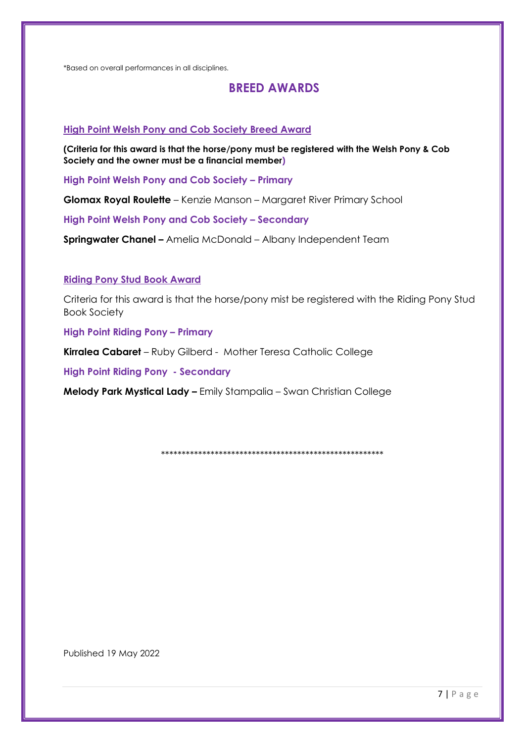*Based on overall performances in all disciplines.

## BREED AWARDS

### High Point Welsh Pony and Cob Society Breed Award

**(Criteria for this award is that the horse/pony must be registered with the Welsh Pony & Cob Society and the owner must be a financial member)**

**High Point Welsh Pony and Cob Society – Primary**

**Glomax Royal Roulette** – Kenzie Manson – Margaret River Primary School

**High Point Welsh Pony and Cob Society – Secondary**

**Springwater Chanel –** Amelia McDonald – Albany Independent Team

### Riding Pony Stud Book Award

Criteria for this award is that the horse/pony mist be registered with the Riding Pony Stud Book Society

**High Point Riding Pony – Primary**

**Kirralea Cabaret** – Ruby Gilberd - Mother Teresa Catholic College

**High Point Riding Pony - Secondary**

**Melody Park Mystical Lady –** Emily Stampalia – Swan Christian College

*******************************************************

Published 19 May 2022